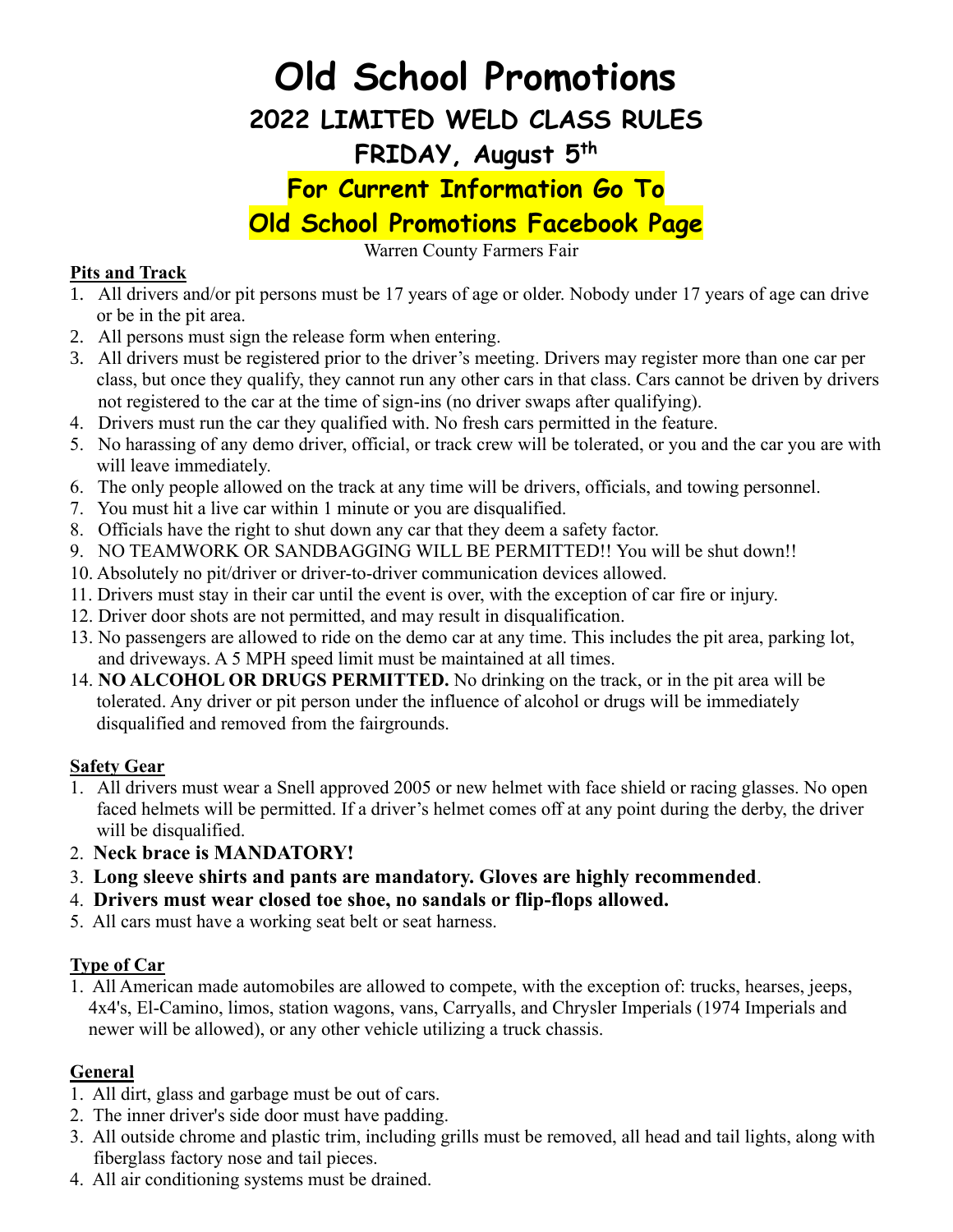# Old School Promotions

## 2022 LIMITED WELD CLASS RULES

## FRIDAY, August 5th

## For Current Information Go To Old School Promotions Facebook Page

Warren County Farmers Fair

### Pits and Track

1. All drivers and/or pit persons must be 17 years of age or older. Nobody under 17 years of age can drive or be in the pit area.
2. All persons must sign the release form when entering.
3. All drivers must be registered prior to the driver's meeting. Drivers may register more than one car per class, but once they qualify, they cannot run any other cars in that class. Cars cannot be driven by drivers not registered to the car at the time of sign-ins (no driver swaps after qualifying).
4. Drivers must run the car they qualified with. No fresh cars permitted in the feature.
5. No harassing of any demo driver, official, or track crew will be tolerated, or you and the car you are with will leave immediately.
6. The only people allowed on the track at any time will be drivers, officials, and towing personnel.
7. You must hit a live car within 1 minute or you are disqualified.
8. Officials have the right to shut down any car that they deem a safety factor.
9. NO TEAMWORK OR SANDBAGGING WILL BE PERMITTED!! You will be shut down!!
10. Absolutely no pit/driver or driver-to-driver communication devices allowed.
11. Drivers must stay in their car until the event is over, with the exception of car fire or injury.
12. Driver door shots are not permitted, and may result in disqualification.
13. No passengers are allowed to ride on the demo car at any time. This includes the pit area, parking lot, and driveways. A 5 MPH speed limit must be maintained at all times.
14. **NO ALCOHOL OR DRUGS PERMITTED.** No drinking on the track, or in the pit area will be tolerated. Any driver or pit person under the influence of alcohol or drugs will be immediately disqualified and removed from the fairgrounds.

### Safety Gear

1. All drivers must wear a Snell approved 2005 or new helmet with face shield or racing glasses. No open faced helmets will be permitted. If a driver's helmet comes off at any point during the derby, the driver will be disqualified.
2. **Neck brace is MANDATORY!**
3. **Long sleeve shirts and pants are mandatory. Gloves are highly recommended**.
4. **Drivers must wear closed toe shoe, no sandals or flip-flops allowed.**
5. All cars must have a working seat belt or seat harness.

### Type of Car

1. All American made automobiles are allowed to compete, with the exception of: trucks, hearses, jeeps, 4x4's, El-Camino, limos, station wagons, vans, Carryalls, and Chrysler Imperials (1974 Imperials and newer will be allowed), or any other vehicle utilizing a truck chassis.

### General

1. All dirt, glass and garbage must be out of cars.
2. The inner driver's side door must have padding.
3. All outside chrome and plastic trim, including grills must be removed, all head and tail lights, along with fiberglass factory nose and tail pieces.
4. All air conditioning systems must be drained.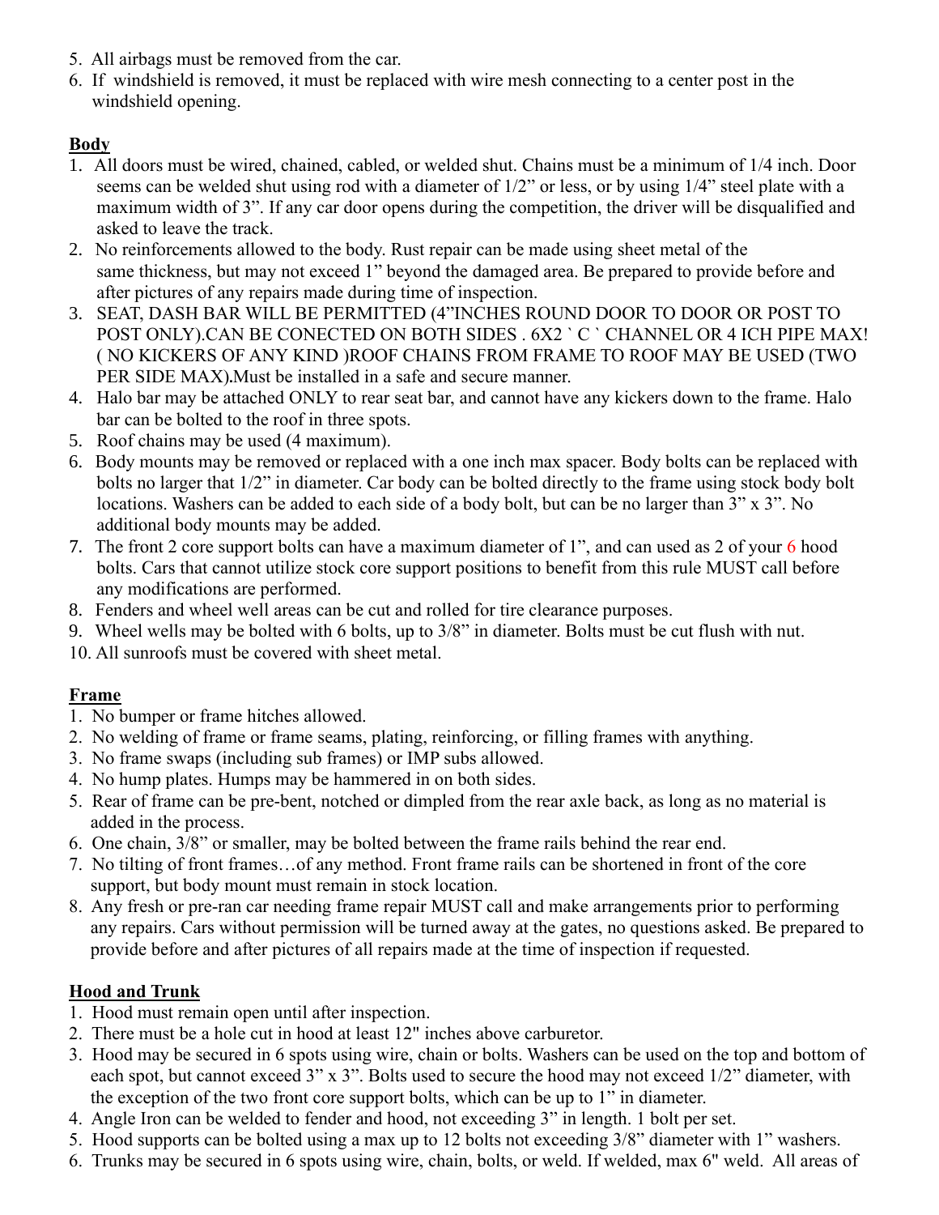5. All airbags must be removed from the car.
6. If windshield is removed, it must be replaced with wire mesh connecting to a center post in the windshield opening.

**Body**

1. All doors must be wired, chained, cabled, or welded shut. Chains must be a minimum of 1/4 inch. Door seems can be welded shut using rod with a diameter of 1/2" or less, or by using 1/4" steel plate with a maximum width of 3". If any car door opens during the competition, the driver will be disqualified and asked to leave the track.
2. No reinforcements allowed to the body. Rust repair can be made using sheet metal of the same thickness, but may not exceed 1" beyond the damaged area. Be prepared to provide before and after pictures of any repairs made during time of inspection.
3. SEAT, DASH BAR WILL BE PERMITTED (4"INCHES ROUND DOOR TO DOOR OR POST TO POST ONLY).CAN BE CONECTED ON BOTH SIDES . 6X2 ` C ` CHANNEL OR 4 ICH PIPE MAX! ( NO KICKERS OF ANY KIND )ROOF CHAINS FROM FRAME TO ROOF MAY BE USED (TWO PER SIDE MAX)**.**Must be installed in a safe and secure manner.
4. Halo bar may be attached ONLY to rear seat bar, and cannot have any kickers down to the frame. Halo bar can be bolted to the roof in three spots.
5. Roof chains may be used (4 maximum).
6. Body mounts may be removed or replaced with a one inch max spacer. Body bolts can be replaced with bolts no larger that 1/2" in diameter. Car body can be bolted directly to the frame using stock body bolt locations. Washers can be added to each side of a body bolt, but can be no larger than 3" x 3". No additional body mounts may be added.
7. The front 2 core support bolts can have a maximum diameter of 1", and can used as 2 of your 6 hood bolts. Cars that cannot utilize stock core support positions to benefit from this rule MUST call before any modifications are performed.
8. Fenders and wheel well areas can be cut and rolled for tire clearance purposes.
9. Wheel wells may be bolted with 6 bolts, up to 3/8" in diameter. Bolts must be cut flush with nut.
10. All sunroofs must be covered with sheet metal.

**Frame**

1. No bumper or frame hitches allowed.
2. No welding of frame or frame seams, plating, reinforcing, or filling frames with anything.
3. No frame swaps (including sub frames) or IMP subs allowed.
4. No hump plates. Humps may be hammered in on both sides.
5. Rear of frame can be pre-bent, notched or dimpled from the rear axle back, as long as no material is added in the process.
6. One chain, 3/8" or smaller, may be bolted between the frame rails behind the rear end.
7. No tilting of front frames…of any method. Front frame rails can be shortened in front of the core support, but body mount must remain in stock location.
8. Any fresh or pre-ran car needing frame repair MUST call and make arrangements prior to performing any repairs. Cars without permission will be turned away at the gates, no questions asked. Be prepared to provide before and after pictures of all repairs made at the time of inspection if requested.

**Hood and Trunk**

1. Hood must remain open until after inspection.
2. There must be a hole cut in hood at least 12" inches above carburetor.
3. Hood may be secured in 6 spots using wire, chain or bolts. Washers can be used on the top and bottom of each spot, but cannot exceed 3" x 3". Bolts used to secure the hood may not exceed 1/2" diameter, with the exception of the two front core support bolts, which can be up to 1" in diameter.
4. Angle Iron can be welded to fender and hood, not exceeding 3" in length. 1 bolt per set.
5. Hood supports can be bolted using a max up to 12 bolts not exceeding 3/8" diameter with 1" washers.
6. Trunks may be secured in 6 spots using wire, chain, bolts, or weld. If welded, max 6" weld. All areas of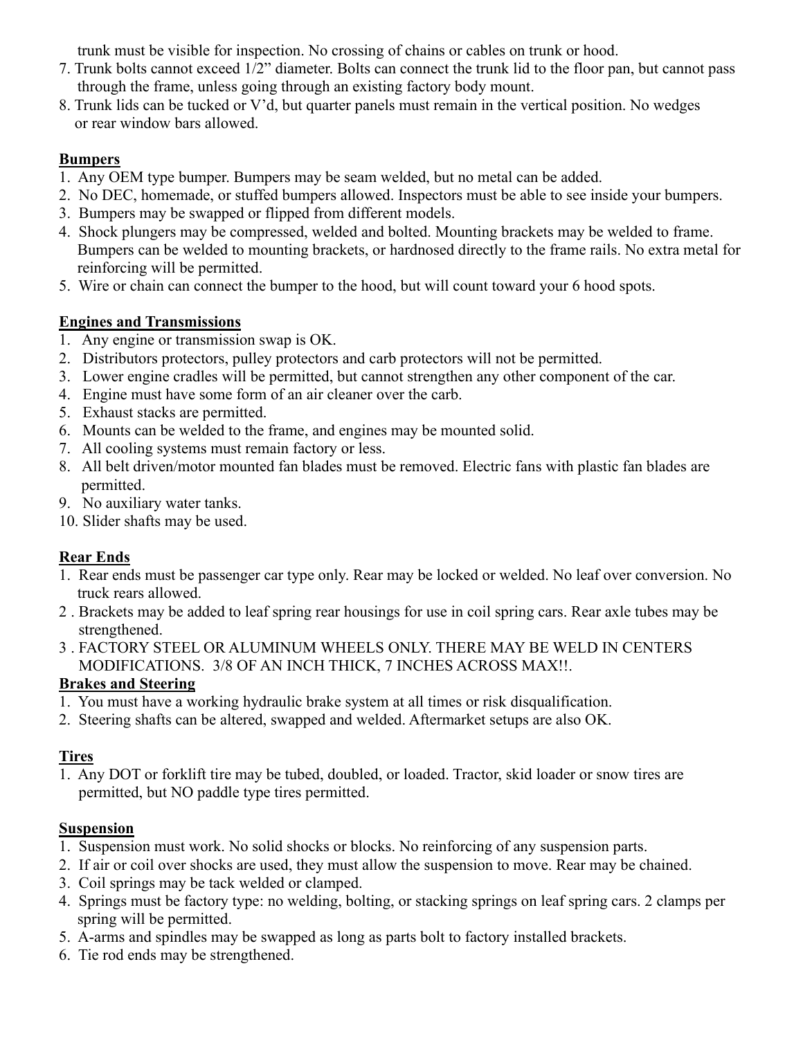trunk must be visible for inspection. No crossing of chains or cables on trunk or hood.

7. Trunk bolts cannot exceed 1/2" diameter. Bolts can connect the trunk lid to the floor pan, but cannot pass through the frame, unless going through an existing factory body mount.
8. Trunk lids can be tucked or V'd, but quarter panels must remain in the vertical position. No wedges or rear window bars allowed.

## Bumpers

1. Any OEM type bumper. Bumpers may be seam welded, but no metal can be added.
2. No DEC, homemade, or stuffed bumpers allowed. Inspectors must be able to see inside your bumpers.
3. Bumpers may be swapped or flipped from different models.
4. Shock plungers may be compressed, welded and bolted. Mounting brackets may be welded to frame. Bumpers can be welded to mounting brackets, or hardnosed directly to the frame rails. No extra metal for reinforcing will be permitted.
5. Wire or chain can connect the bumper to the hood, but will count toward your 6 hood spots.

## Engines and Transmissions

1. Any engine or transmission swap is OK.
2. Distributors protectors, pulley protectors and carb protectors will not be permitted.
3. Lower engine cradles will be permitted, but cannot strengthen any other component of the car.
4. Engine must have some form of an air cleaner over the carb.
5. Exhaust stacks are permitted.
6. Mounts can be welded to the frame, and engines may be mounted solid.
7. All cooling systems must remain factory or less.
8. All belt driven/motor mounted fan blades must be removed. Electric fans with plastic fan blades are permitted.
9. No auxiliary water tanks.
10. Slider shafts may be used.

## Rear Ends

1. Rear ends must be passenger car type only. Rear may be locked or welded. No leaf over conversion. No truck rears allowed.
2. Brackets may be added to leaf spring rear housings for use in coil spring cars. Rear axle tubes may be strengthened.
3. FACTORY STEEL OR ALUMINUM WHEELS ONLY. THERE MAY BE WELD IN CENTERS MODIFICATIONS. 3/8 OF AN INCH THICK, 7 INCHES ACROSS MAX!!.

## Brakes and Steering

1. You must have a working hydraulic brake system at all times or risk disqualification.
2. Steering shafts can be altered, swapped and welded. Aftermarket setups are also OK.

## Tires

1. Any DOT or forklift tire may be tubed, doubled, or loaded. Tractor, skid loader or snow tires are permitted, but NO paddle type tires permitted.

## Suspension

1. Suspension must work. No solid shocks or blocks. No reinforcing of any suspension parts.
2. If air or coil over shocks are used, they must allow the suspension to move. Rear may be chained.
3. Coil springs may be tack welded or clamped.
4. Springs must be factory type: no welding, bolting, or stacking springs on leaf spring cars. 2 clamps per spring will be permitted.
5. A-arms and spindles may be swapped as long as parts bolt to factory installed brackets.
6. Tie rod ends may be strengthened.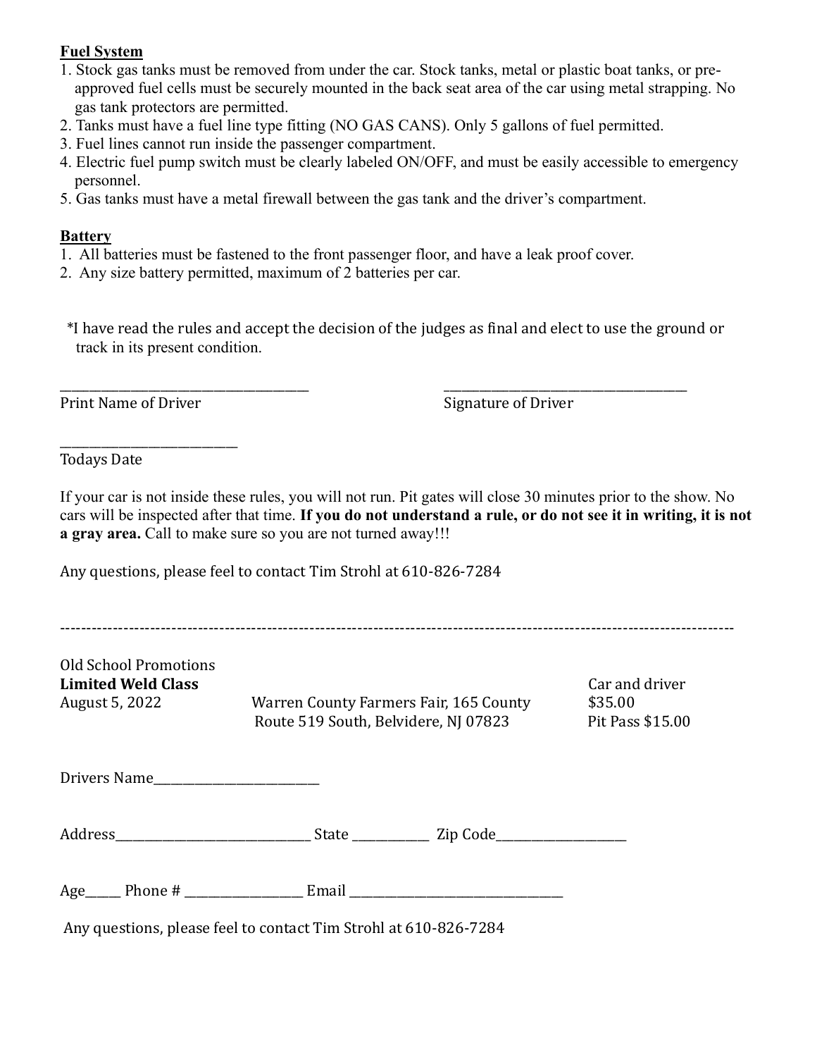**Fuel System**

1. Stock gas tanks must be removed from under the car. Stock tanks, metal or plastic boat tanks, or pre-approved fuel cells must be securely mounted in the back seat area of the car using metal strapping. No gas tank protectors are permitted.
2. Tanks must have a fuel line type fitting (NO GAS CANS). Only 5 gallons of fuel permitted.
3. Fuel lines cannot run inside the passenger compartment.
4. Electric fuel pump switch must be clearly labeled ON/OFF, and must be easily accessible to emergency personnel.
5. Gas tanks must have a metal firewall between the gas tank and the driver's compartment.

**Battery**

1. All batteries must be fastened to the front passenger floor, and have a leak proof cover.
2. Any size battery permitted, maximum of 2 batteries per car.

*I have read the rules and accept the decision of the judges as final and elect to use the ground or track in its present condition.

\_\_\_\_\_\_\_\_\_\_\_\_\_\_\_\_\_\_\_\_\_\_\_\_\_\_\_\_\_\_\_\_\_\_\_\_ \_\_\_\_\_\_\_\_\_\_\_\_\_\_\_\_\_\_\_\_\_\_\_\_\_\_\_\_\_\_\_\_\_\_\_\_

Print Name of Driver Signature of Driver

\_\_\_\_\_\_\_\_\_\_\_\_\_\_\_\_\_\_\_\_\_\_\_\_\_\_

Todays Date

If your car is not inside these rules, you will not run. Pit gates will close 30 minutes prior to the show. No cars will be inspected after that time. **If you do not understand a rule, or do not see it in writing, it is not a gray area.** Call to make sure so you are not turned away!!!

Any questions, please feel to contact Tim Strohl at 610-826-7284

---

Old School Promotions
**Limited Weld Class**
August 5, 2022

Warren County Farmers Fair, 165 County Route 519 South, Belvidere, NJ 07823

Car and driver $35.00
Pit Pass $15.00

Drivers Name\_\_\_\_\_\_\_\_\_\_\_\_\_\_\_\_\_\_\_\_\_\_\_\_\_\_

Address\_\_\_\_\_\_\_\_\_\_\_\_\_\_\_\_\_\_\_\_\_\_\_\_\_\_\_\_\_\_ State \_\_\_\_\_\_\_\_\_\_\_ Zip Code\_\_\_\_\_\_\_\_\_\_\_\_\_\_\_\_\_\_\_\_

Age\_\_\_\_\_ Phone # \_\_\_\_\_\_\_\_\_\_\_\_\_\_\_\_\_\_ Email \_\_\_\_\_\_\_\_\_\_\_\_\_\_\_\_\_\_\_\_\_\_\_\_\_\_\_\_\_\_\_\_\_

Any questions, please feel to contact Tim Strohl at 610-826-7284